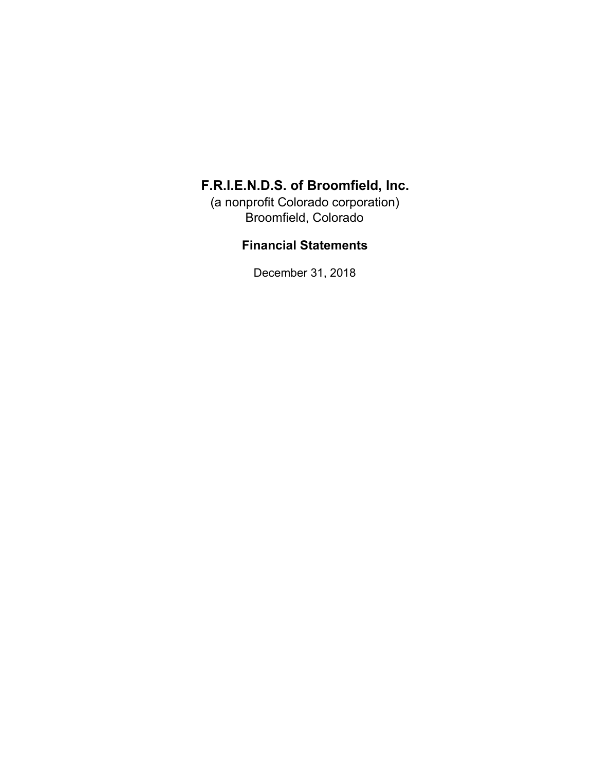# F.R.I.E.N.D.S. of Broomfield, Inc.

(a nonprofit Colorado corporation)
Broomfield, Colorado

## Financial Statements

December 31, 2018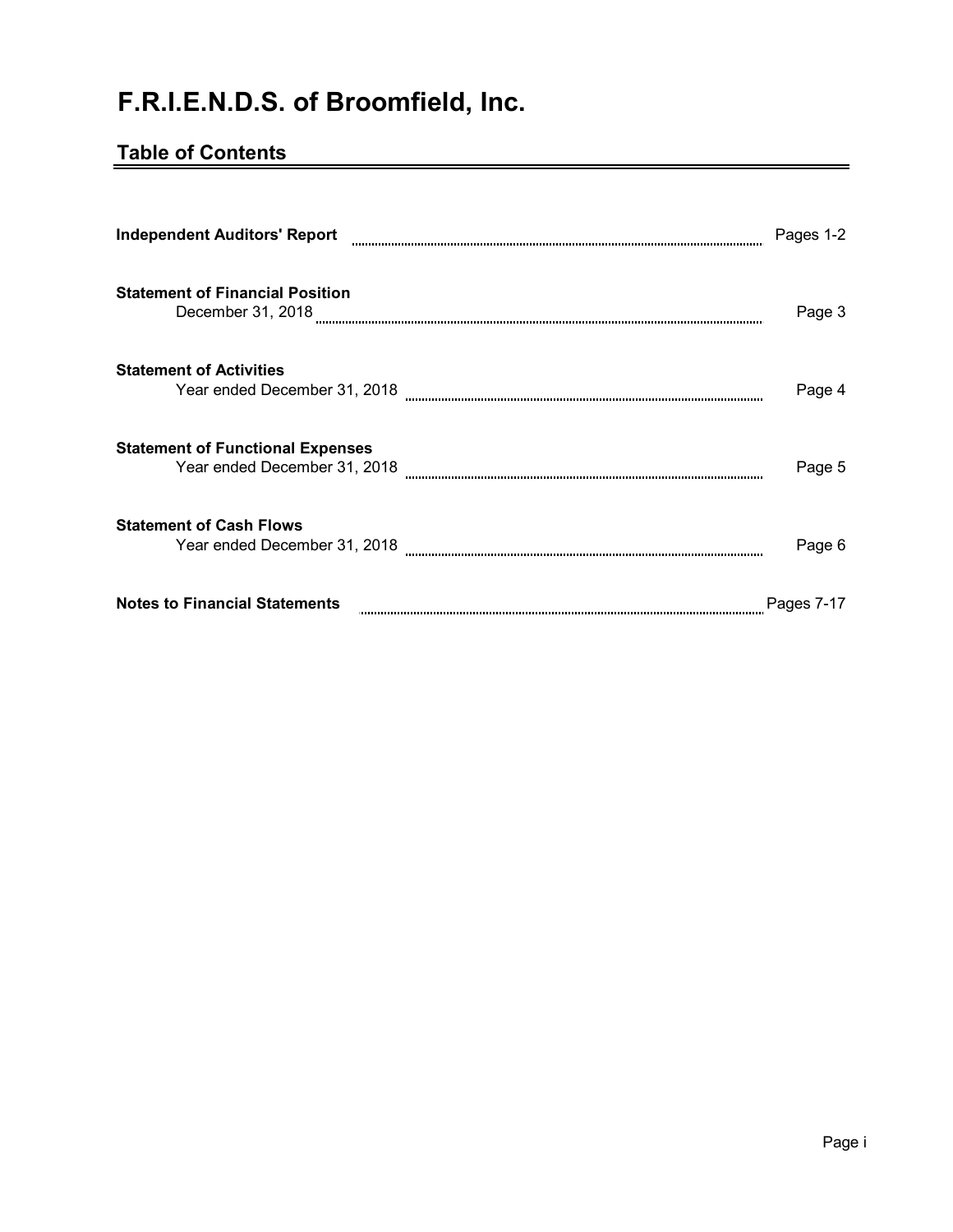# F.R.I.E.N.D.S. of Broomfield, Inc.

## Table of Contents

| | |
|---|---|
| **Independent Auditors' Report** | Pages 1-2 |
| **Statement of Financial Position**<br>December 31, 2018 | Page 3 |
| **Statement of Activities**<br>Year ended December 31, 2018 | Page 4 |
| **Statement of Functional Expenses**<br>Year ended December 31, 2018 | Page 5 |
| **Statement of Cash Flows**<br>Year ended December 31, 2018 | Page 6 |
| **Notes to Financial Statements** | Pages 7-17 |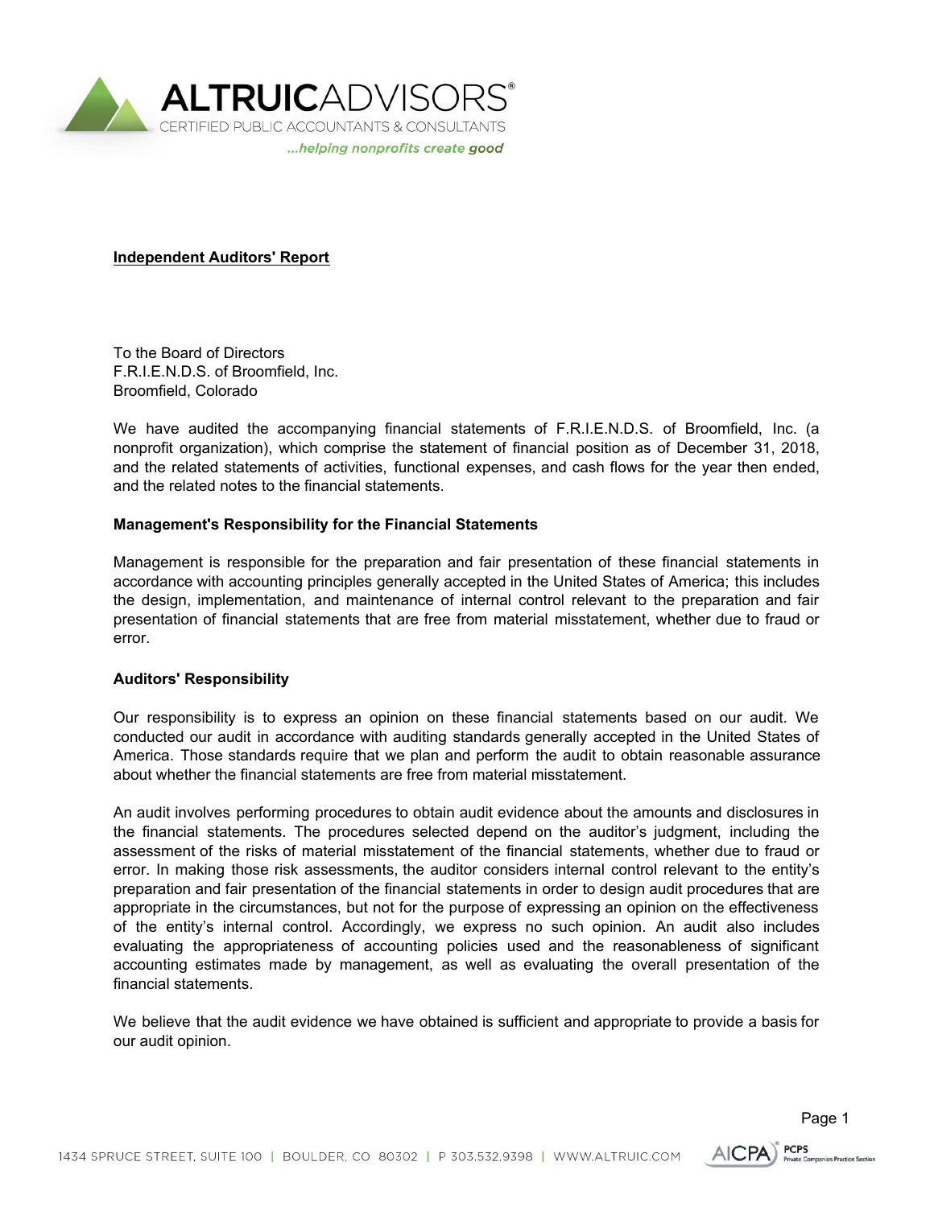**Independent Auditors' Report**

To the Board of Directors
F.R.I.E.N.D.S. of Broomfield, Inc.
Broomfield, Colorado

We have audited the accompanying financial statements of F.R.I.E.N.D.S. of Broomfield, Inc. (a nonprofit organization), which comprise the statement of financial position as of December 31, 2018, and the related statements of activities, functional expenses, and cash flows for the year then ended, and the related notes to the financial statements.

**Management's Responsibility for the Financial Statements**

Management is responsible for the preparation and fair presentation of these financial statements in accordance with accounting principles generally accepted in the United States of America; this includes the design, implementation, and maintenance of internal control relevant to the preparation and fair presentation of financial statements that are free from material misstatement, whether due to fraud or error.

**Auditors' Responsibility**

Our responsibility is to express an opinion on these financial statements based on our audit. We conducted our audit in accordance with auditing standards generally accepted in the United States of America. Those standards require that we plan and perform the audit to obtain reasonable assurance about whether the financial statements are free from material misstatement.

An audit involves performing procedures to obtain audit evidence about the amounts and disclosures in the financial statements. The procedures selected depend on the auditor's judgment, including the assessment of the risks of material misstatement of the financial statements, whether due to fraud or error. In making those risk assessments, the auditor considers internal control relevant to the entity's preparation and fair presentation of the financial statements in order to design audit procedures that are appropriate in the circumstances, but not for the purpose of expressing an opinion on the effectiveness of the entity's internal control. Accordingly, we express no such opinion. An audit also includes evaluating the appropriateness of accounting policies used and the reasonableness of significant accounting estimates made by management, as well as evaluating the overall presentation of the financial statements.

We believe that the audit evidence we have obtained is sufficient and appropriate to provide a basis for our audit opinion.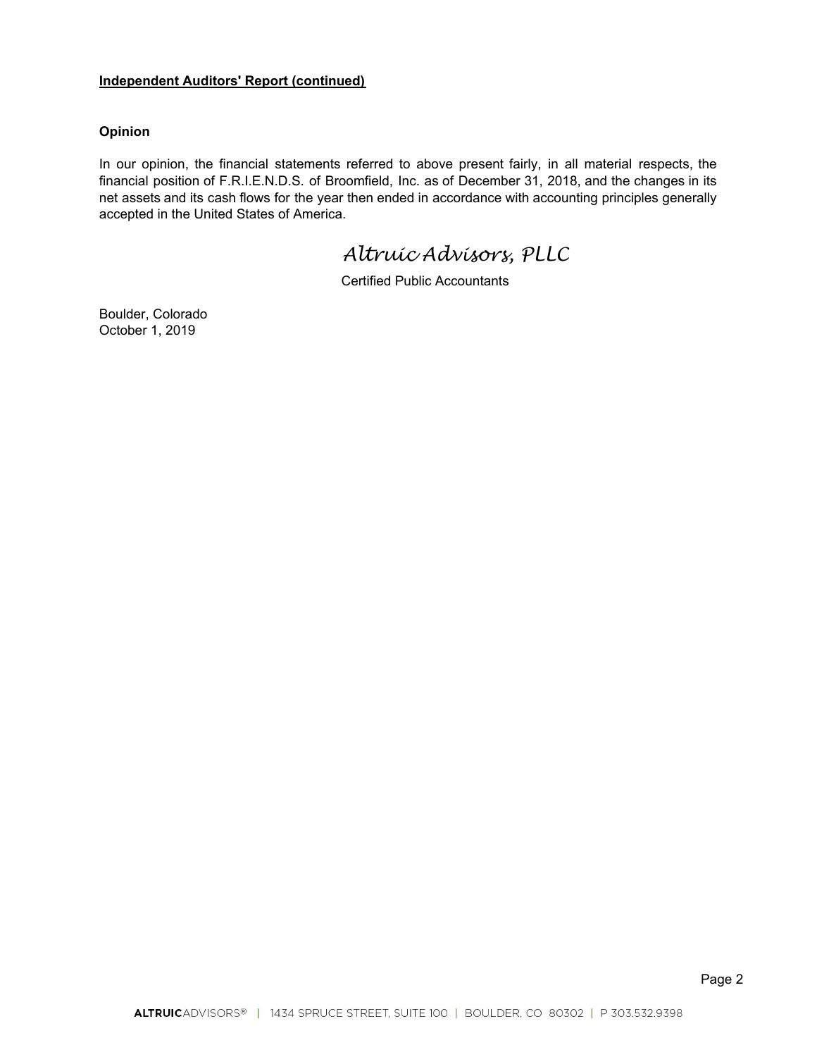**Independent Auditors' Report (continued)**

**Opinion**

In our opinion, the financial statements referred to above present fairly, in all material respects, the financial position of F.R.I.E.N.D.S. of Broomfield, Inc. as of December 31, 2018, and the changes in its net assets and its cash flows for the year then ended in accordance with accounting principles generally accepted in the United States of America.

*Altruic Advisors, PLLC*

Certified Public Accountants

Boulder, Colorado
October 1, 2019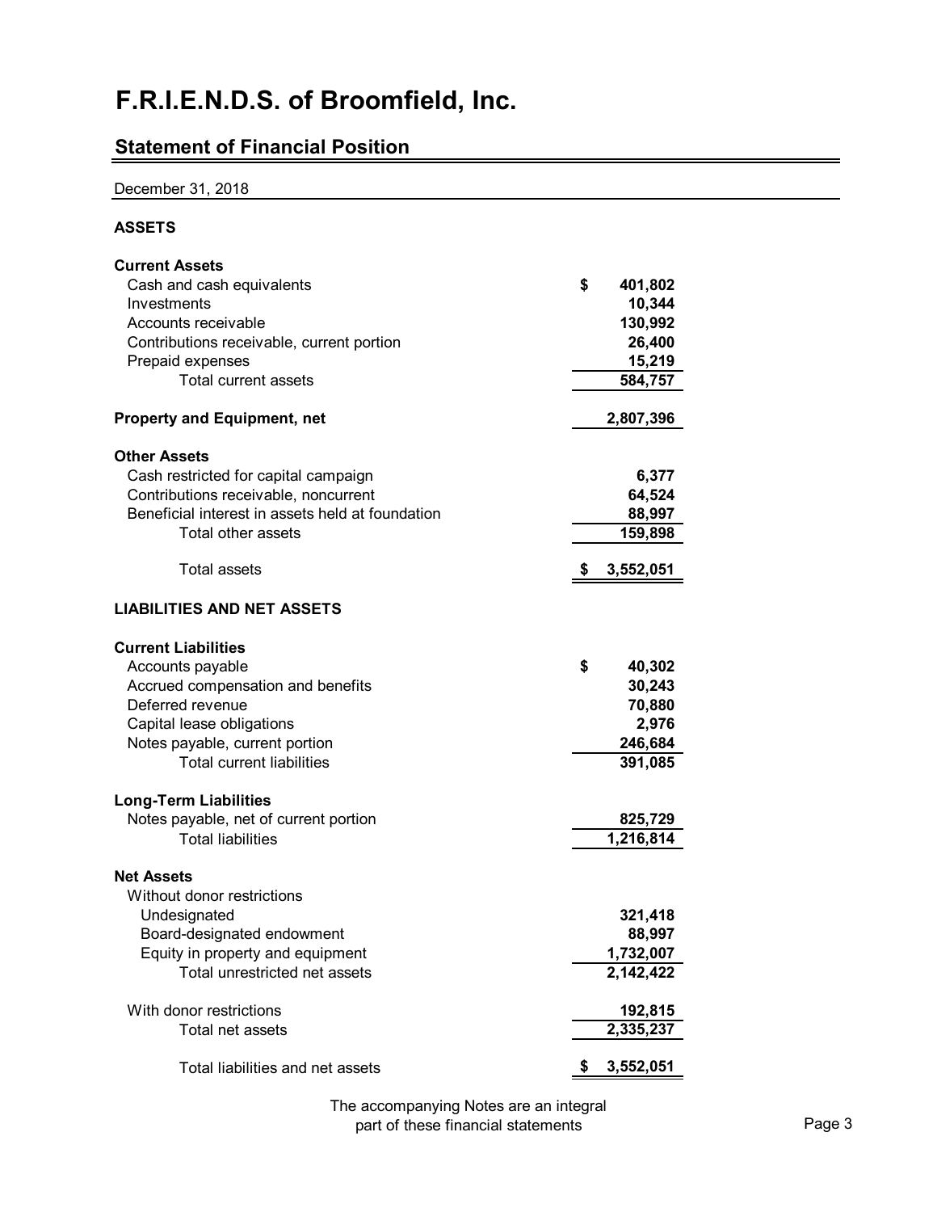# F.R.I.E.N.D.S. of Broomfield, Inc.

## Statement of Financial Position

December 31, 2018

| | |
|---|---|
| **ASSETS** | |
| **Current Assets** | |
| Cash and cash equivalents | $ 401,802 |
| Investments | 10,344 |
| Accounts receivable | 130,992 |
| Contributions receivable, current portion | 26,400 |
| Prepaid expenses | 15,219 |
| Total current assets | 584,757 |
| **Property and Equipment, net** | 2,807,396 |
| **Other Assets** | |
| Cash restricted for capital campaign | 6,377 |
| Contributions receivable, noncurrent | 64,524 |
| Beneficial interest in assets held at foundation | 88,997 |
| Total other assets | 159,898 |
| Total assets | $ 3,552,051 |
| **LIABILITIES AND NET ASSETS** | |
| **Current Liabilities** | |
| Accounts payable | $ 40,302 |
| Accrued compensation and benefits | 30,243 |
| Deferred revenue | 70,880 |
| Capital lease obligations | 2,976 |
| Notes payable, current portion | 246,684 |
| Total current liabilities | 391,085 |
| **Long-Term Liabilities** | |
| Notes payable, net of current portion | 825,729 |
| Total liabilities | 1,216,814 |
| **Net Assets** | |
| Without donor restrictions | |
| Undesignated | 321,418 |
| Board-designated endowment | 88,997 |
| Equity in property and equipment | 1,732,007 |
| Total unrestricted net assets | 2,142,422 |
| With donor restrictions | 192,815 |
| Total net assets | 2,335,237 |
| Total liabilities and net assets | $ 3,552,051 |

The accompanying Notes are an integral part of these financial statements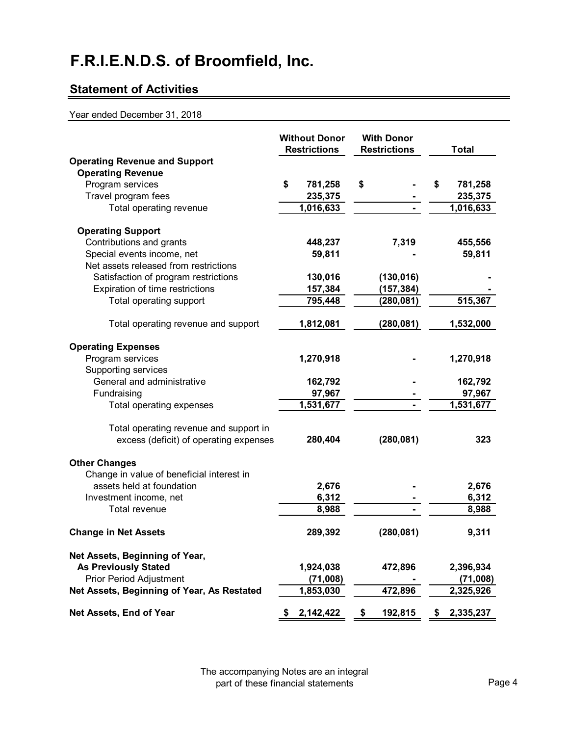# F.R.I.E.N.D.S. of Broomfield, Inc.

## Statement of Activities

Year ended December 31, 2018

| | Without Donor Restrictions | With Donor Restrictions | Total |
|---|---|---|---|
| **Operating Revenue and Support** | | | |
| **Operating Revenue** | | | |
| Program services | $ 781,258 | $ - | $ 781,258 |
| Travel program fees | 235,375 | - | 235,375 |
| Total operating revenue | 1,016,633 | - | 1,016,633 |
| **Operating Support** | | | |
| Contributions and grants | 448,237 | 7,319 | 455,556 |
| Special events income, net | 59,811 | - | 59,811 |
| Net assets released from restrictions | | | |
| Satisfaction of program restrictions | 130,016 | (130,016) | - |
| Expiration of time restrictions | 157,384 | (157,384) | - |
| Total operating support | 795,448 | (280,081) | 515,367 |
| Total operating revenue and support | 1,812,081 | (280,081) | 1,532,000 |
| **Operating Expenses** | | | |
| Program services | 1,270,918 | - | 1,270,918 |
| Supporting services | | | |
| General and administrative | 162,792 | - | 162,792 |
| Fundraising | 97,967 | - | 97,967 |
| Total operating expenses | 1,531,677 | - | 1,531,677 |
| Total operating revenue and support in excess (deficit) of operating expenses | 280,404 | (280,081) | 323 |
| **Other Changes** | | | |
| Change in value of beneficial interest in assets held at foundation | 2,676 | - | 2,676 |
| Investment income, net | 6,312 | - | 6,312 |
| Total revenue | 8,988 | - | 8,988 |
| **Change in Net Assets** | 289,392 | (280,081) | 9,311 |
| **Net Assets, Beginning of Year, As Previously Stated** | 1,924,038 | 472,896 | 2,396,934 |
| Prior Period Adjustment | (71,008) | - | (71,008) |
| **Net Assets, Beginning of Year, As Restated** | 1,853,030 | 472,896 | 2,325,926 |
| **Net Assets, End of Year** | $ 2,142,422 | $ 192,815 | $ 2,335,237 |

The accompanying Notes are an integral part of these financial statements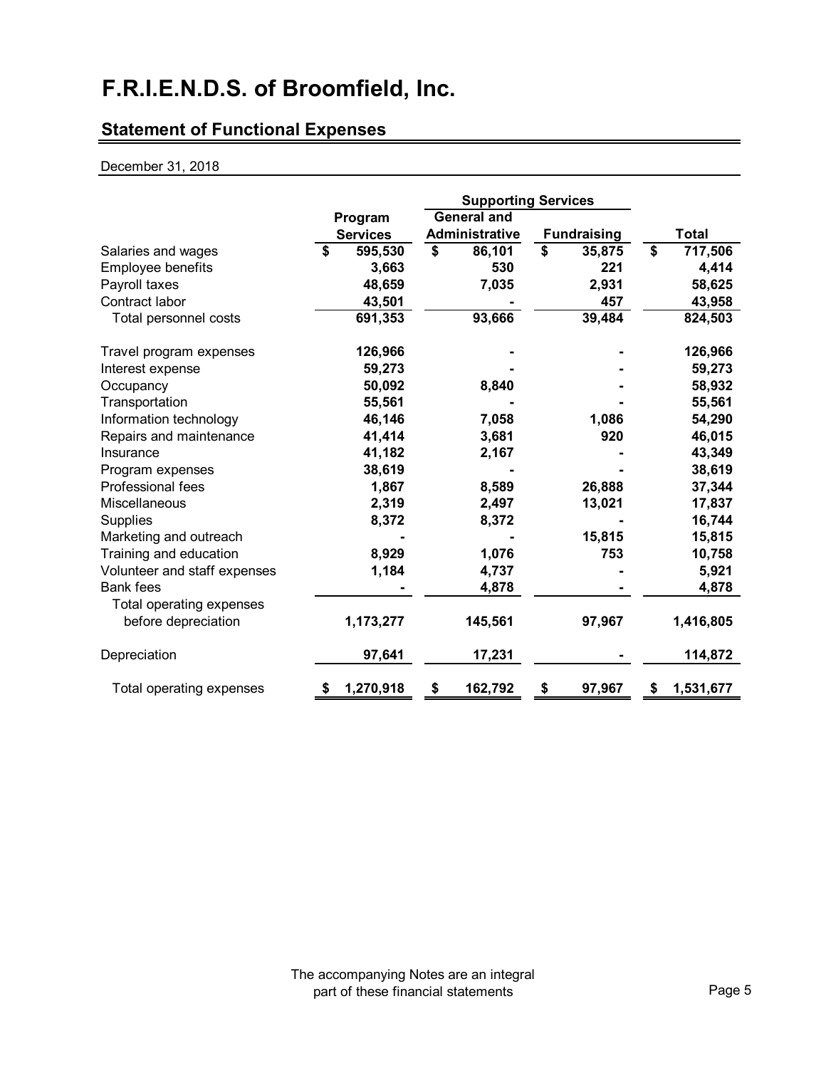# F.R.I.E.N.D.S. of Broomfield, Inc.

## Statement of Functional Expenses

December 31, 2018

| | | Supporting Services | | |
|---|---|---|---|---|
| | Program Services | General and Administrative | Fundraising | Total |
| Salaries and wages | $ 595,530 | $ 86,101 | $ 35,875 | $ 717,506 |
| Employee benefits | 3,663 | 530 | 221 | 4,414 |
| Payroll taxes | 48,659 | 7,035 | 2,931 | 58,625 |
| Contract labor | 43,501 | - | 457 | 43,958 |
| Total personnel costs | 691,353 | 93,666 | 39,484 | 824,503 |
| Travel program expenses | 126,966 | - | - | 126,966 |
| Interest expense | 59,273 | - | - | 59,273 |
| Occupancy | 50,092 | 8,840 | - | 58,932 |
| Transportation | 55,561 | - | - | 55,561 |
| Information technology | 46,146 | 7,058 | 1,086 | 54,290 |
| Repairs and maintenance | 41,414 | 3,681 | 920 | 46,015 |
| Insurance | 41,182 | 2,167 | - | 43,349 |
| Program expenses | 38,619 | - | - | 38,619 |
| Professional fees | 1,867 | 8,589 | 26,888 | 37,344 |
| Miscellaneous | 2,319 | 2,497 | 13,021 | 17,837 |
| Supplies | 8,372 | 8,372 | - | 16,744 |
| Marketing and outreach | - | - | 15,815 | 15,815 |
| Training and education | 8,929 | 1,076 | 753 | 10,758 |
| Volunteer and staff expenses | 1,184 | 4,737 | - | 5,921 |
| Bank fees | - | 4,878 | - | 4,878 |
| Total operating expenses before depreciation | 1,173,277 | 145,561 | 97,967 | 1,416,805 |
| Depreciation | 97,641 | 17,231 | - | 114,872 |
| Total operating expenses | $ 1,270,918 | $ 162,792 | $ 97,967 | $ 1,531,677 |

The accompanying Notes are an integral part of these financial statements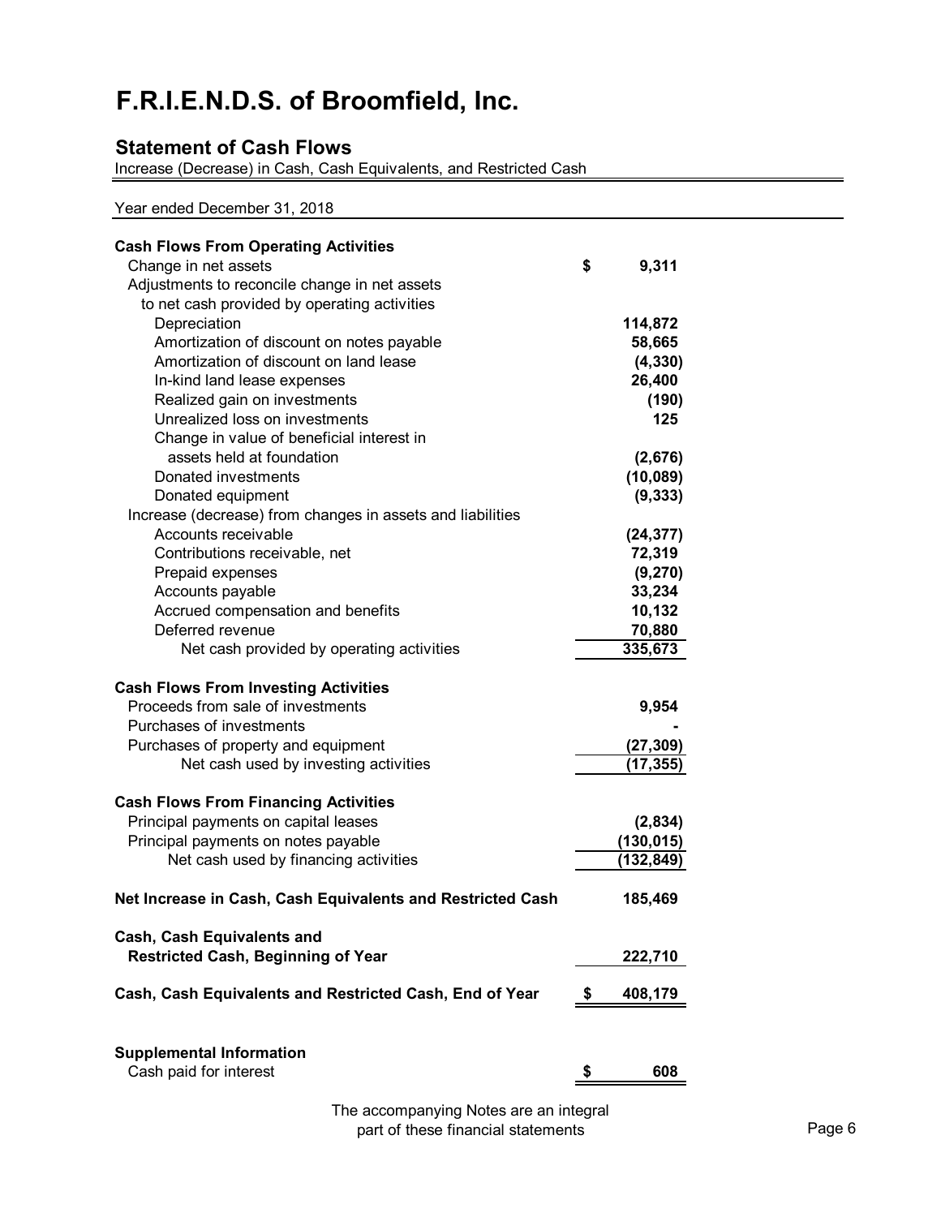# F.R.I.E.N.D.S. of Broomfield, Inc.

## Statement of Cash Flows

Increase (Decrease) in Cash, Cash Equivalents, and Restricted Cash

Year ended December 31, 2018

| | |
|---|---|
| **Cash Flows From Operating Activities** | |
| Change in net assets | **$ 9,311** |
| Adjustments to reconcile change in net assets to net cash provided by operating activities | |
| Depreciation | **114,872** |
| Amortization of discount on notes payable | **58,665** |
| Amortization of discount on land lease | **(4,330)** |
| In-kind land lease expenses | **26,400** |
| Realized gain on investments | **(190)** |
| Unrealized loss on investments | **125** |
| Change in value of beneficial interest in assets held at foundation | **(2,676)** |
| Donated investments | **(10,089)** |
| Donated equipment | **(9,333)** |
| Increase (decrease) from changes in assets and liabilities | |
| Accounts receivable | **(24,377)** |
| Contributions receivable, net | **72,319** |
| Prepaid expenses | **(9,270)** |
| Accounts payable | **33,234** |
| Accrued compensation and benefits | **10,132** |
| Deferred revenue | **70,880** |
| Net cash provided by operating activities | **335,673** |
| **Cash Flows From Investing Activities** | |
| Proceeds from sale of investments | **9,954** |
| Purchases of investments | **-** |
| Purchases of property and equipment | **(27,309)** |
| Net cash used by investing activities | **(17,355)** |
| **Cash Flows From Financing Activities** | |
| Principal payments on capital leases | **(2,834)** |
| Principal payments on notes payable | **(130,015)** |
| Net cash used by financing activities | **(132,849)** |
| **Net Increase in Cash, Cash Equivalents and Restricted Cash** | **185,469** |
| **Cash, Cash Equivalents and Restricted Cash, Beginning of Year** | **222,710** |
| **Cash, Cash Equivalents and Restricted Cash, End of Year** | **$ 408,179** |
| **Supplemental Information** | |
| Cash paid for interest | **$ 608** |

The accompanying Notes are an integral part of these financial statements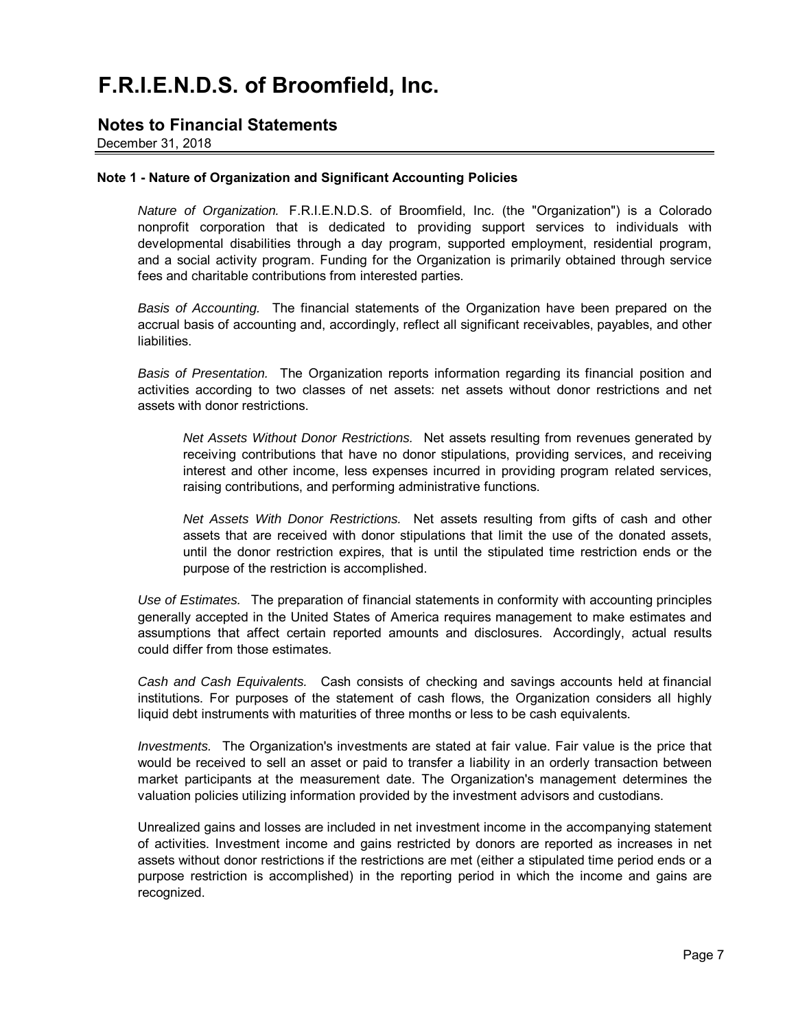# F.R.I.E.N.D.S. of Broomfield, Inc.

## Notes to Financial Statements

December 31, 2018

**Note 1 - Nature of Organization and Significant Accounting Policies**

*Nature of Organization.* F.R.I.E.N.D.S. of Broomfield, Inc. (the "Organization") is a Colorado nonprofit corporation that is dedicated to providing support services to individuals with developmental disabilities through a day program, supported employment, residential program, and a social activity program. Funding for the Organization is primarily obtained through service fees and charitable contributions from interested parties.

*Basis of Accounting.* The financial statements of the Organization have been prepared on the accrual basis of accounting and, accordingly, reflect all significant receivables, payables, and other liabilities.

*Basis of Presentation.* The Organization reports information regarding its financial position and activities according to two classes of net assets: net assets without donor restrictions and net assets with donor restrictions.

> *Net Assets Without Donor Restrictions.* Net assets resulting from revenues generated by receiving contributions that have no donor stipulations, providing services, and receiving interest and other income, less expenses incurred in providing program related services, raising contributions, and performing administrative functions.
>
> *Net Assets With Donor Restrictions.* Net assets resulting from gifts of cash and other assets that are received with donor stipulations that limit the use of the donated assets, until the donor restriction expires, that is until the stipulated time restriction ends or the purpose of the restriction is accomplished.

*Use of Estimates.* The preparation of financial statements in conformity with accounting principles generally accepted in the United States of America requires management to make estimates and assumptions that affect certain reported amounts and disclosures. Accordingly, actual results could differ from those estimates.

*Cash and Cash Equivalents.* Cash consists of checking and savings accounts held at financial institutions. For purposes of the statement of cash flows, the Organization considers all highly liquid debt instruments with maturities of three months or less to be cash equivalents.

*Investments.* The Organization's investments are stated at fair value. Fair value is the price that would be received to sell an asset or paid to transfer a liability in an orderly transaction between market participants at the measurement date. The Organization's management determines the valuation policies utilizing information provided by the investment advisors and custodians.

Unrealized gains and losses are included in net investment income in the accompanying statement of activities. Investment income and gains restricted by donors are reported as increases in net assets without donor restrictions if the restrictions are met (either a stipulated time period ends or a purpose restriction is accomplished) in the reporting period in which the income and gains are recognized.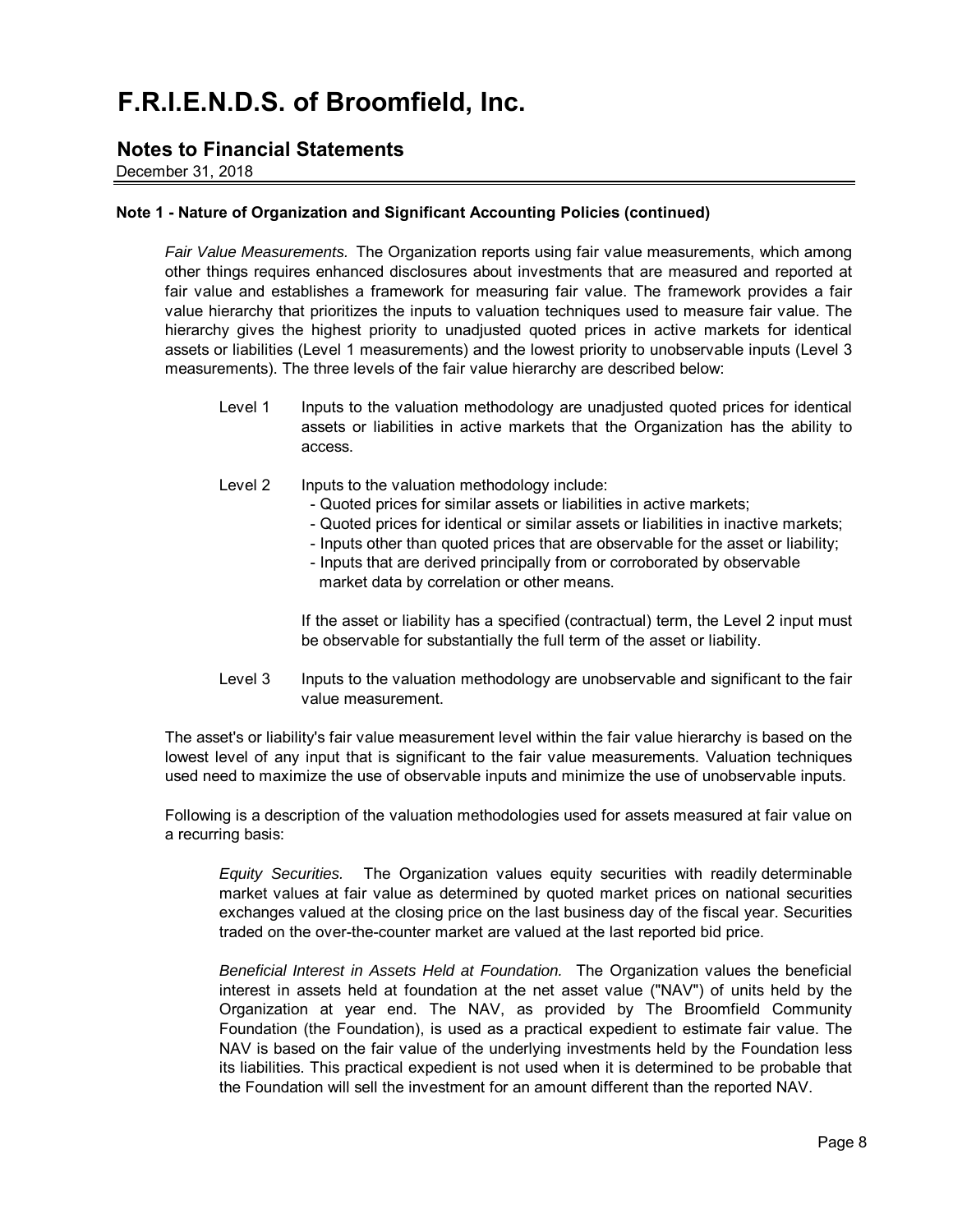# F.R.I.E.N.D.S. of Broomfield, Inc.

## Notes to Financial Statements

December 31, 2018

**Note 1 - Nature of Organization and Significant Accounting Policies (continued)**

*Fair Value Measurements.* The Organization reports using fair value measurements, which among other things requires enhanced disclosures about investments that are measured and reported at fair value and establishes a framework for measuring fair value. The framework provides a fair value hierarchy that prioritizes the inputs to valuation techniques used to measure fair value. The hierarchy gives the highest priority to unadjusted quoted prices in active markets for identical assets or liabilities (Level 1 measurements) and the lowest priority to unobservable inputs (Level 3 measurements). The three levels of the fair value hierarchy are described below:

Level 1 Inputs to the valuation methodology are unadjusted quoted prices for identical assets or liabilities in active markets that the Organization has the ability to access.

Level 2 Inputs to the valuation methodology include:

- Quoted prices for similar assets or liabilities in active markets;
- Quoted prices for identical or similar assets or liabilities in inactive markets;
- Inputs other than quoted prices that are observable for the asset or liability;
- Inputs that are derived principally from or corroborated by observable market data by correlation or other means.

If the asset or liability has a specified (contractual) term, the Level 2 input must be observable for substantially the full term of the asset or liability.

Level 3 Inputs to the valuation methodology are unobservable and significant to the fair value measurement.

The asset's or liability's fair value measurement level within the fair value hierarchy is based on the lowest level of any input that is significant to the fair value measurements. Valuation techniques used need to maximize the use of observable inputs and minimize the use of unobservable inputs.

Following is a description of the valuation methodologies used for assets measured at fair value on a recurring basis:

*Equity Securities.* The Organization values equity securities with readily determinable market values at fair value as determined by quoted market prices on national securities exchanges valued at the closing price on the last business day of the fiscal year. Securities traded on the over-the-counter market are valued at the last reported bid price.

*Beneficial Interest in Assets Held at Foundation.* The Organization values the beneficial interest in assets held at foundation at the net asset value ("NAV") of units held by the Organization at year end. The NAV, as provided by The Broomfield Community Foundation (the Foundation), is used as a practical expedient to estimate fair value. The NAV is based on the fair value of the underlying investments held by the Foundation less its liabilities. This practical expedient is not used when it is determined to be probable that the Foundation will sell the investment for an amount different than the reported NAV.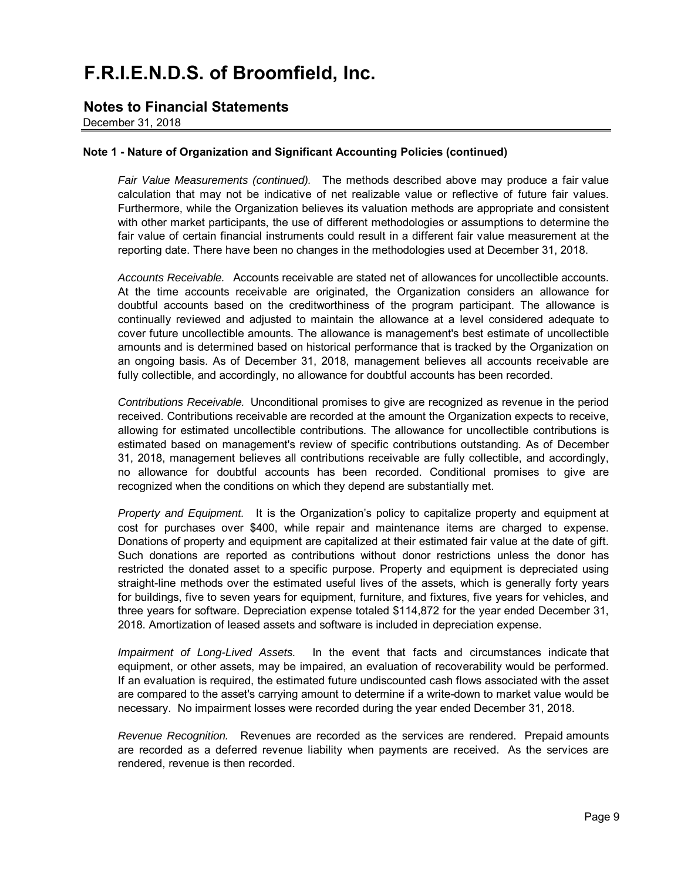# F.R.I.E.N.D.S. of Broomfield, Inc.

## Notes to Financial Statements

December 31, 2018

### Note 1 - Nature of Organization and Significant Accounting Policies (continued)

*Fair Value Measurements (continued).* The methods described above may produce a fair value calculation that may not be indicative of net realizable value or reflective of future fair values. Furthermore, while the Organization believes its valuation methods are appropriate and consistent with other market participants, the use of different methodologies or assumptions to determine the fair value of certain financial instruments could result in a different fair value measurement at the reporting date. There have been no changes in the methodologies used at December 31, 2018.

*Accounts Receivable.* Accounts receivable are stated net of allowances for uncollectible accounts. At the time accounts receivable are originated, the Organization considers an allowance for doubtful accounts based on the creditworthiness of the program participant. The allowance is continually reviewed and adjusted to maintain the allowance at a level considered adequate to cover future uncollectible amounts. The allowance is management's best estimate of uncollectible amounts and is determined based on historical performance that is tracked by the Organization on an ongoing basis. As of December 31, 2018, management believes all accounts receivable are fully collectible, and accordingly, no allowance for doubtful accounts has been recorded.

*Contributions Receivable.* Unconditional promises to give are recognized as revenue in the period received. Contributions receivable are recorded at the amount the Organization expects to receive, allowing for estimated uncollectible contributions. The allowance for uncollectible contributions is estimated based on management's review of specific contributions outstanding. As of December 31, 2018, management believes all contributions receivable are fully collectible, and accordingly, no allowance for doubtful accounts has been recorded. Conditional promises to give are recognized when the conditions on which they depend are substantially met.

*Property and Equipment.* It is the Organization's policy to capitalize property and equipment at cost for purchases over $400, while repair and maintenance items are charged to expense. Donations of property and equipment are capitalized at their estimated fair value at the date of gift. Such donations are reported as contributions without donor restrictions unless the donor has restricted the donated asset to a specific purpose. Property and equipment is depreciated using straight-line methods over the estimated useful lives of the assets, which is generally forty years for buildings, five to seven years for equipment, furniture, and fixtures, five years for vehicles, and three years for software. Depreciation expense totaled $114,872 for the year ended December 31, 2018. Amortization of leased assets and software is included in depreciation expense.

*Impairment of Long-Lived Assets.* In the event that facts and circumstances indicate that equipment, or other assets, may be impaired, an evaluation of recoverability would be performed. If an evaluation is required, the estimated future undiscounted cash flows associated with the asset are compared to the asset's carrying amount to determine if a write-down to market value would be necessary. No impairment losses were recorded during the year ended December 31, 2018.

*Revenue Recognition.* Revenues are recorded as the services are rendered. Prepaid amounts are recorded as a deferred revenue liability when payments are received. As the services are rendered, revenue is then recorded.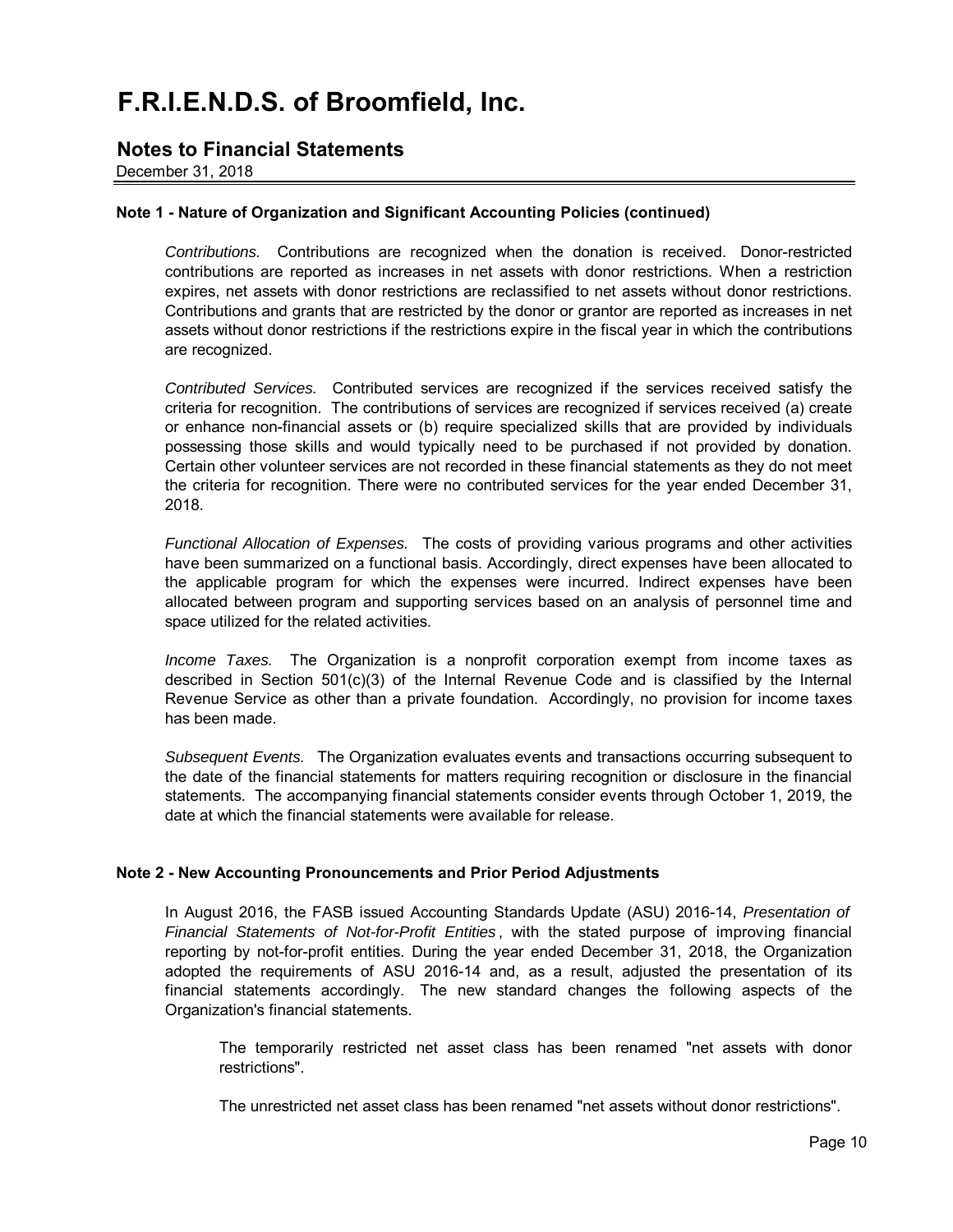# F.R.I.E.N.D.S. of Broomfield, Inc.

## Notes to Financial Statements

December 31, 2018

**Note 1 - Nature of Organization and Significant Accounting Policies (continued)**

*Contributions.* Contributions are recognized when the donation is received. Donor-restricted contributions are reported as increases in net assets with donor restrictions. When a restriction expires, net assets with donor restrictions are reclassified to net assets without donor restrictions. Contributions and grants that are restricted by the donor or grantor are reported as increases in net assets without donor restrictions if the restrictions expire in the fiscal year in which the contributions are recognized.

*Contributed Services.* Contributed services are recognized if the services received satisfy the criteria for recognition. The contributions of services are recognized if services received (a) create or enhance non-financial assets or (b) require specialized skills that are provided by individuals possessing those skills and would typically need to be purchased if not provided by donation. Certain other volunteer services are not recorded in these financial statements as they do not meet the criteria for recognition. There were no contributed services for the year ended December 31, 2018.

*Functional Allocation of Expenses.* The costs of providing various programs and other activities have been summarized on a functional basis. Accordingly, direct expenses have been allocated to the applicable program for which the expenses were incurred. Indirect expenses have been allocated between program and supporting services based on an analysis of personnel time and space utilized for the related activities.

*Income Taxes.* The Organization is a nonprofit corporation exempt from income taxes as described in Section 501(c)(3) of the Internal Revenue Code and is classified by the Internal Revenue Service as other than a private foundation. Accordingly, no provision for income taxes has been made.

*Subsequent Events.* The Organization evaluates events and transactions occurring subsequent to the date of the financial statements for matters requiring recognition or disclosure in the financial statements. The accompanying financial statements consider events through October 1, 2019, the date at which the financial statements were available for release.

**Note 2 - New Accounting Pronouncements and Prior Period Adjustments**

In August 2016, the FASB issued Accounting Standards Update (ASU) 2016-14, *Presentation of Financial Statements of Not-for-Profit Entities*, with the stated purpose of improving financial reporting by not-for-profit entities. During the year ended December 31, 2018, the Organization adopted the requirements of ASU 2016-14 and, as a result, adjusted the presentation of its financial statements accordingly. The new standard changes the following aspects of the Organization's financial statements.

The temporarily restricted net asset class has been renamed "net assets with donor restrictions".

The unrestricted net asset class has been renamed "net assets without donor restrictions".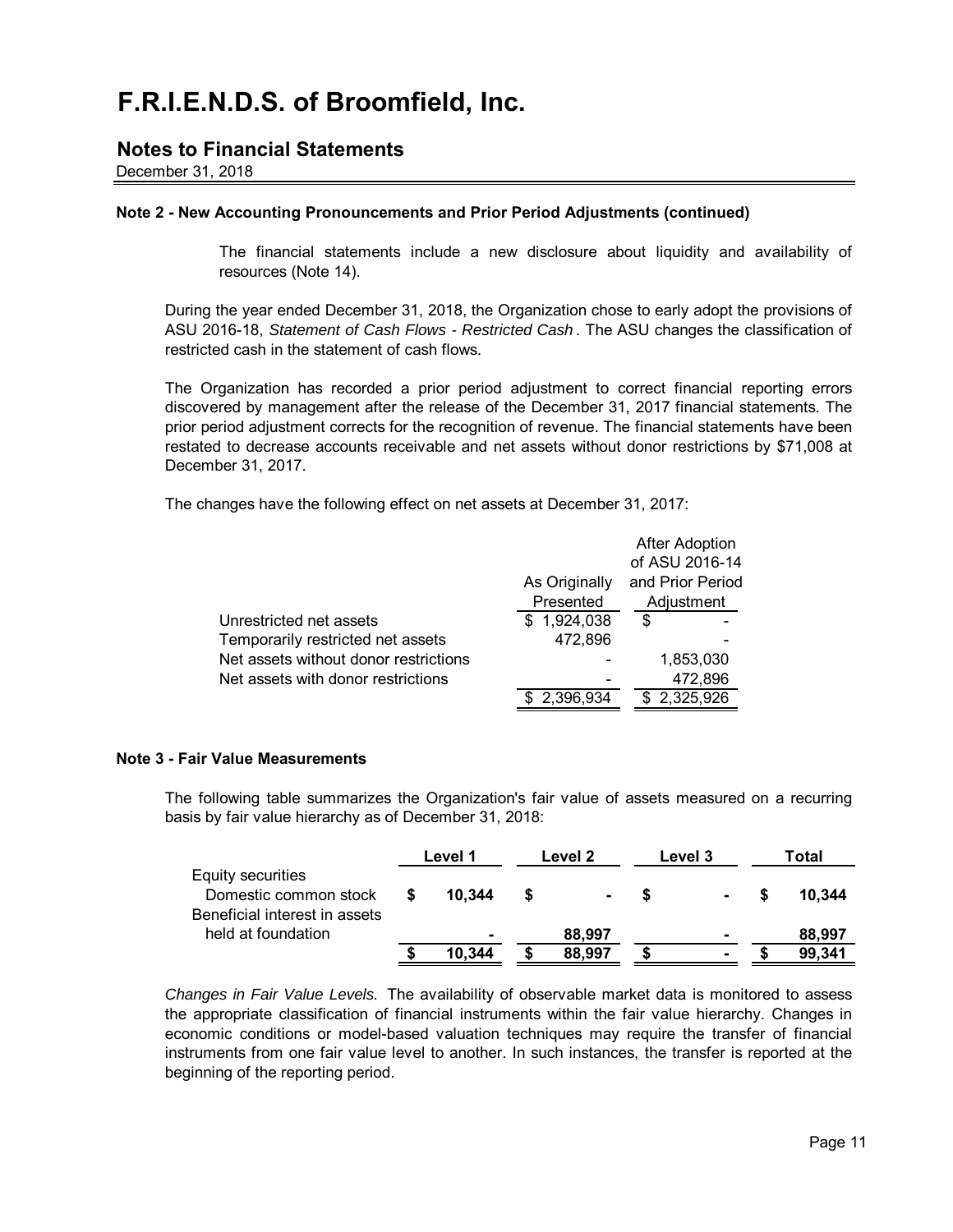# F.R.I.E.N.D.S. of Broomfield, Inc.

## Notes to Financial Statements

December 31, 2018

**Note 2 - New Accounting Pronouncements and Prior Period Adjustments (continued)**

The financial statements include a new disclosure about liquidity and availability of resources (Note 14).

During the year ended December 31, 2018, the Organization chose to early adopt the provisions of ASU 2016-18, *Statement of Cash Flows - Restricted Cash*. The ASU changes the classification of restricted cash in the statement of cash flows.

The Organization has recorded a prior period adjustment to correct financial reporting errors discovered by management after the release of the December 31, 2017 financial statements. The prior period adjustment corrects for the recognition of revenue. The financial statements have been restated to decrease accounts receivable and net assets without donor restrictions by $71,008 at December 31, 2017.

The changes have the following effect on net assets at December 31, 2017:

| | As Originally Presented | After Adoption of ASU 2016-14 and Prior Period Adjustment |
|---|---|---|
| Unrestricted net assets | $ 1,924,038 | $ - |
| Temporarily restricted net assets | 472,896 | - |
| Net assets without donor restrictions | - | 1,853,030 |
| Net assets with donor restrictions | - | 472,896 |
| | $ 2,396,934 | $ 2,325,926 |

**Note 3 - Fair Value Measurements**

The following table summarizes the Organization's fair value of assets measured on a recurring basis by fair value hierarchy as of December 31, 2018:

| | Level 1 | Level 2 | Level 3 | Total |
|---|---|---|---|---|
| Equity securities | | | | |
| Domestic common stock | **$ 10,344** | **$ -** | **$ -** | **$ 10,344** |
| Beneficial interest in assets held at foundation | **-** | **88,997** | **-** | **88,997** |
| | **$ 10,344** | **$ 88,997** | **$ -** | **$ 99,341** |

*Changes in Fair Value Levels.* The availability of observable market data is monitored to assess the appropriate classification of financial instruments within the fair value hierarchy. Changes in economic conditions or model-based valuation techniques may require the transfer of financial instruments from one fair value level to another. In such instances, the transfer is reported at the beginning of the reporting period.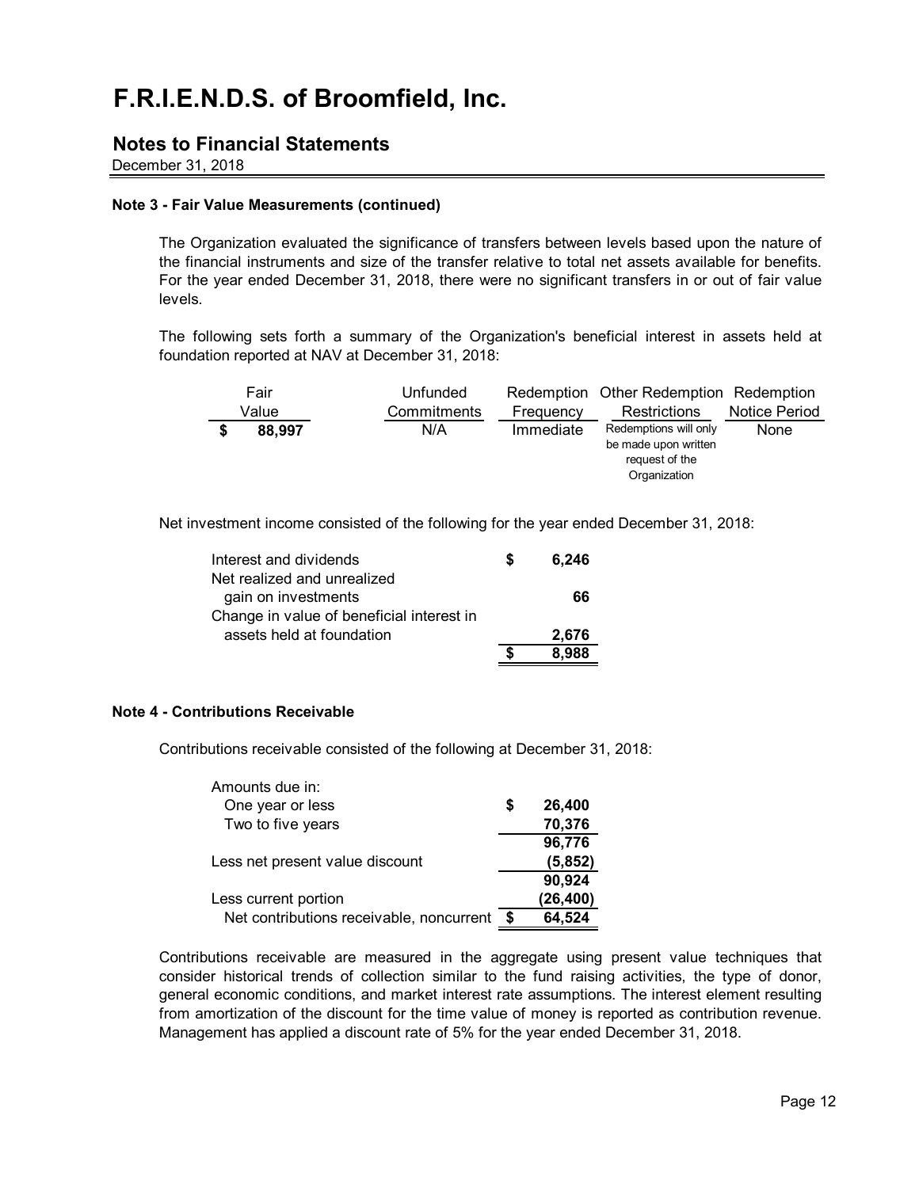# F.R.I.E.N.D.S. of Broomfield, Inc.

## Notes to Financial Statements

December 31, 2018

**Note 3 - Fair Value Measurements (continued)**

The Organization evaluated the significance of transfers between levels based upon the nature of the financial instruments and size of the transfer relative to total net assets available for benefits. For the year ended December 31, 2018, there were no significant transfers in or out of fair value levels.

The following sets forth a summary of the Organization's beneficial interest in assets held at foundation reported at NAV at December 31, 2018:

| Fair Value | Unfunded Commitments | Redemption Frequency | Other Redemption Restrictions | Redemption Notice Period |
|---|---|---|---|---|
| $ 88,997 | N/A | Immediate | Redemptions will only be made upon written request of the Organization | None |

Net investment income consisted of the following for the year ended December 31, 2018:

| | |
|---|---|
| Interest and dividends | $ 6,246 |
| Net realized and unrealized gain on investments | 66 |
| Change in value of beneficial interest in assets held at foundation | 2,676 |
| | $ 8,988 |

**Note 4 - Contributions Receivable**

Contributions receivable consisted of the following at December 31, 2018:

| | |
|---|---|
| Amounts due in: | |
| One year or less | $ 26,400 |
| Two to five years | 70,376 |
| | 96,776 |
| Less net present value discount | (5,852) |
| | 90,924 |
| Less current portion | (26,400) |
| Net contributions receivable, noncurrent | $ 64,524 |

Contributions receivable are measured in the aggregate using present value techniques that consider historical trends of collection similar to the fund raising activities, the type of donor, general economic conditions, and market interest rate assumptions. The interest element resulting from amortization of the discount for the time value of money is reported as contribution revenue. Management has applied a discount rate of 5% for the year ended December 31, 2018.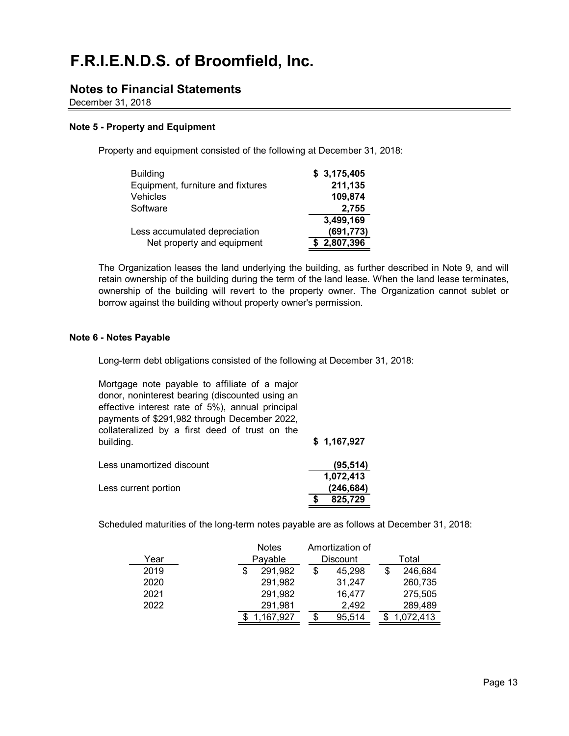# F.R.I.E.N.D.S. of Broomfield, Inc.

## Notes to Financial Statements

December 31, 2018

### Note 5 - Property and Equipment

Property and equipment consisted of the following at December 31, 2018:

| | |
|---|---|
| Building | **$ 3,175,405** |
| Equipment, furniture and fixtures | **211,135** |
| Vehicles | **109,874** |
| Software | **2,755** |
| | **3,499,169** |
| Less accumulated depreciation | **(691,773)** |
| Net property and equipment | **$ 2,807,396** |

The Organization leases the land underlying the building, as further described in Note 9, and will retain ownership of the building during the term of the land lease. When the land lease terminates, ownership of the building will revert to the property owner. The Organization cannot sublet or borrow against the building without property owner's permission.

### Note 6 - Notes Payable

Long-term debt obligations consisted of the following at December 31, 2018:

| | |
|---|---|
| Mortgage note payable to affiliate of a major donor, noninterest bearing (discounted using an effective interest rate of 5%), annual principal payments of $291,982 through December 2022, collateralized by a first deed of trust on the building. | **$ 1,167,927** |
| Less unamortized discount | **(95,514)** |
| | **1,072,413** |
| Less current portion | **(246,684)** |
| | **$ 825,729** |

Scheduled maturities of the long-term notes payable are as follows at December 31, 2018:

| Year | Notes Payable | Amortization of Discount | Total |
|---|---|---|---|
| 2019 | $ 291,982 | $ 45,298 | $ 246,684 |
| 2020 | 291,982 | 31,247 | 260,735 |
| 2021 | 291,982 | 16,477 | 275,505 |
| 2022 | 291,981 | 2,492 | 289,489 |
| | $ 1,167,927 | $ 95,514 | $ 1,072,413 |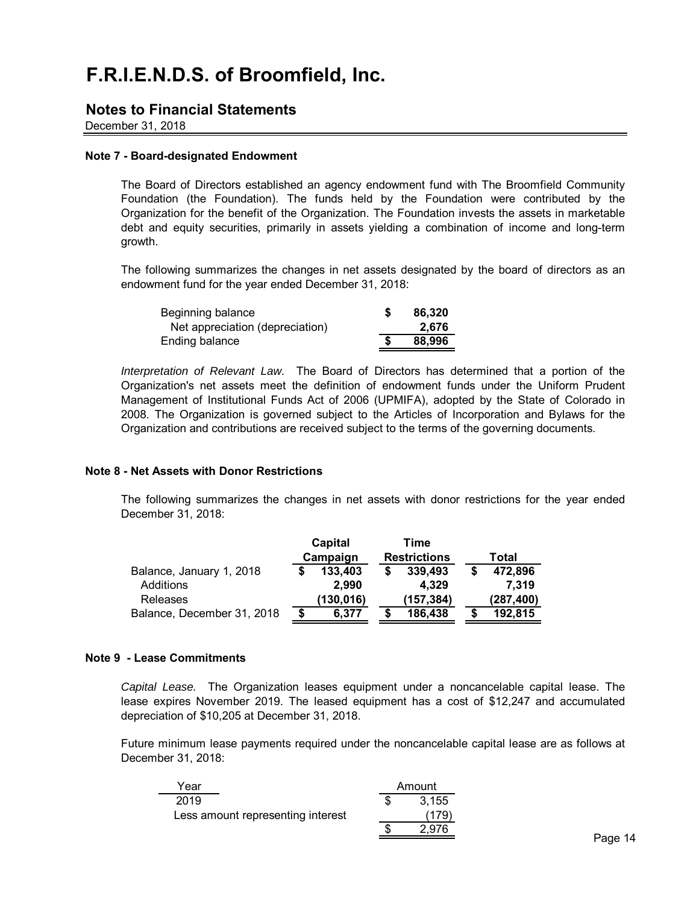# F.R.I.E.N.D.S. of Broomfield, Inc.

## Notes to Financial Statements

December 31, 2018

### Note 7 - Board-designated Endowment

The Board of Directors established an agency endowment fund with The Broomfield Community Foundation (the Foundation). The funds held by the Foundation were contributed by the Organization for the benefit of the Organization. The Foundation invests the assets in marketable debt and equity securities, primarily in assets yielding a combination of income and long-term growth.

The following summarizes the changes in net assets designated by the board of directors as an endowment fund for the year ended December 31, 2018:

| | |
|---|---|
| Beginning balance | $ 86,320 |
| Net appreciation (depreciation) | 2,676 |
| Ending balance | $ 88,996 |

*Interpretation of Relevant Law.* The Board of Directors has determined that a portion of the Organization's net assets meet the definition of endowment funds under the Uniform Prudent Management of Institutional Funds Act of 2006 (UPMIFA), adopted by the State of Colorado in 2008. The Organization is governed subject to the Articles of Incorporation and Bylaws for the Organization and contributions are received subject to the terms of the governing documents.

### Note 8 - Net Assets with Donor Restrictions

The following summarizes the changes in net assets with donor restrictions for the year ended December 31, 2018:

| | Capital Campaign | Time Restrictions | Total |
|---|---|---|---|
| Balance, January 1, 2018 | $ 133,403 | $ 339,493 | $ 472,896 |
| Additions | 2,990 | 4,329 | 7,319 |
| Releases | (130,016) | (157,384) | (287,400) |
| Balance, December 31, 2018 | $ 6,377 | $ 186,438 | $ 192,815 |

### Note 9 - Lease Commitments

*Capital Lease.* The Organization leases equipment under a noncancelable capital lease. The lease expires November 2019. The leased equipment has a cost of $12,247 and accumulated depreciation of $10,205 at December 31, 2018.

Future minimum lease payments required under the noncancelable capital lease are as follows at December 31, 2018:

| Year | Amount |
|---|---|
| 2019 | $ 3,155 |
| Less amount representing interest | (179) |
| | $ 2,976 |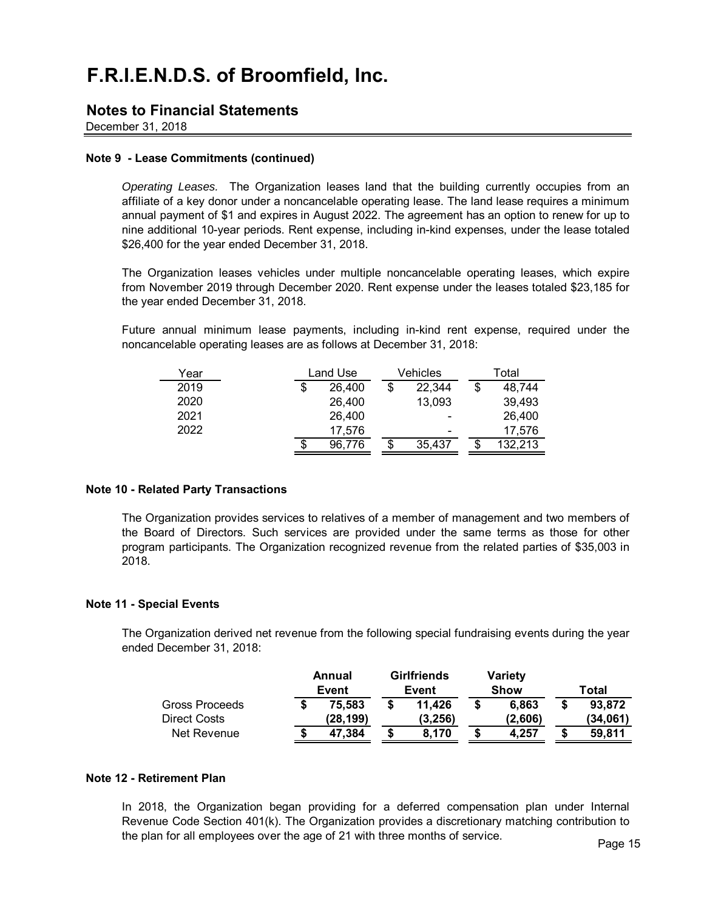# F.R.I.E.N.D.S. of Broomfield, Inc.

## Notes to Financial Statements

December 31, 2018

### Note 9 - Lease Commitments (continued)

*Operating Leases.* The Organization leases land that the building currently occupies from an affiliate of a key donor under a noncancelable operating lease. The land lease requires a minimum annual payment of $1 and expires in August 2022. The agreement has an option to renew for up to nine additional 10-year periods. Rent expense, including in-kind expenses, under the lease totaled $26,400 for the year ended December 31, 2018.

The Organization leases vehicles under multiple noncancelable operating leases, which expire from November 2019 through December 2020. Rent expense under the leases totaled $23,185 for the year ended December 31, 2018.

Future annual minimum lease payments, including in-kind rent expense, required under the noncancelable operating leases are as follows at December 31, 2018:

| Year | Land Use | Vehicles | Total |
|---|---|---|---|
| 2019 | $ 26,400 | $ 22,344 | $ 48,744 |
| 2020 | 26,400 | 13,093 | 39,493 |
| 2021 | 26,400 | - | 26,400 |
| 2022 | 17,576 | - | 17,576 |
| | $ 96,776 | $ 35,437 | $ 132,213 |

### Note 10 - Related Party Transactions

The Organization provides services to relatives of a member of management and two members of the Board of Directors. Such services are provided under the same terms as those for other program participants. The Organization recognized revenue from the related parties of $35,003 in 2018.

### Note 11 - Special Events

The Organization derived net revenue from the following special fundraising events during the year ended December 31, 2018:

| | **Annual Event** | **Girlfriends Event** | **Variety Show** | **Total** |
|---|---|---|---|---|
| Gross Proceeds | **$ 75,583** | **$ 11,426** | **$ 6,863** | **$ 93,872** |
| Direct Costs | **(28,199)** | **(3,256)** | **(2,606)** | **(34,061)** |
| Net Revenue | **$ 47,384** | **$ 8,170** | **$ 4,257** | **$ 59,811** |

### Note 12 - Retirement Plan

In 2018, the Organization began providing for a deferred compensation plan under Internal Revenue Code Section 401(k). The Organization provides a discretionary matching contribution to the plan for all employees over the age of 21 with three months of service.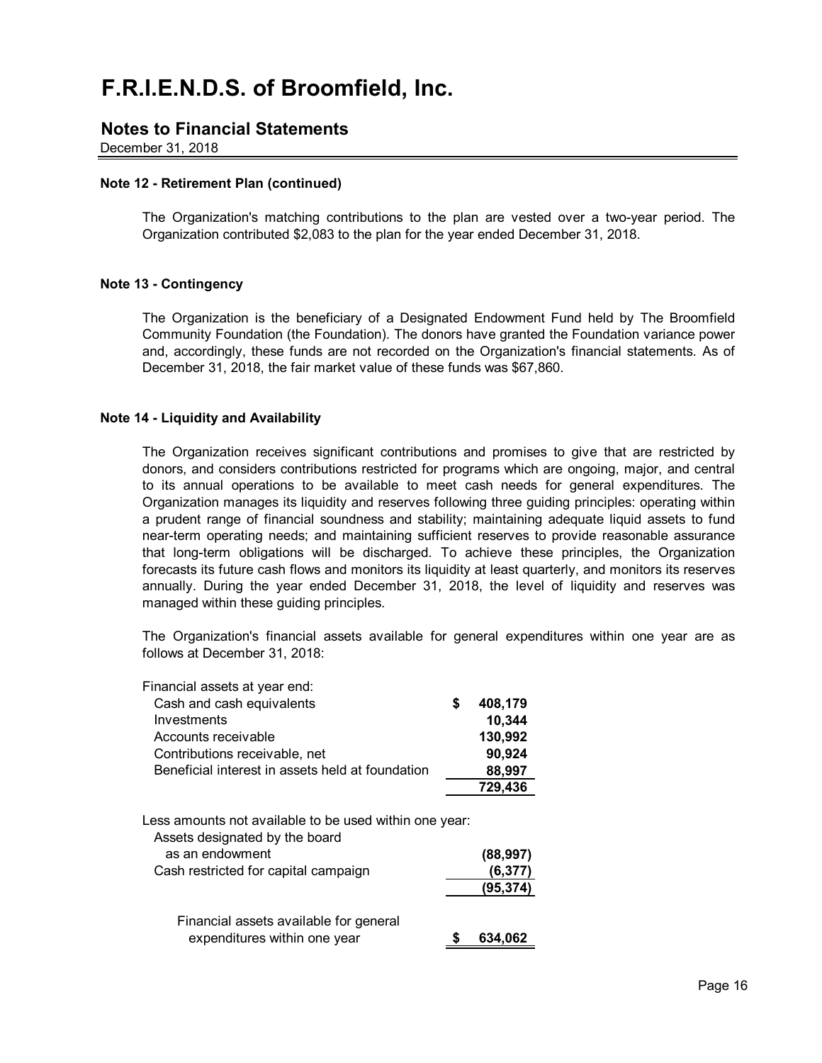# F.R.I.E.N.D.S. of Broomfield, Inc.

## Notes to Financial Statements

December 31, 2018

### Note 12 - Retirement Plan (continued)

The Organization's matching contributions to the plan are vested over a two-year period. The Organization contributed $2,083 to the plan for the year ended December 31, 2018.

### Note 13 - Contingency

The Organization is the beneficiary of a Designated Endowment Fund held by The Broomfield Community Foundation (the Foundation). The donors have granted the Foundation variance power and, accordingly, these funds are not recorded on the Organization's financial statements. As of December 31, 2018, the fair market value of these funds was $67,860.

### Note 14 - Liquidity and Availability

The Organization receives significant contributions and promises to give that are restricted by donors, and considers contributions restricted for programs which are ongoing, major, and central to its annual operations to be available to meet cash needs for general expenditures. The Organization manages its liquidity and reserves following three guiding principles: operating within a prudent range of financial soundness and stability; maintaining adequate liquid assets to fund near-term operating needs; and maintaining sufficient reserves to provide reasonable assurance that long-term obligations will be discharged. To achieve these principles, the Organization forecasts its future cash flows and monitors its liquidity at least quarterly, and monitors its reserves annually. During the year ended December 31, 2018, the level of liquidity and reserves was managed within these guiding principles.

The Organization's financial assets available for general expenditures within one year are as follows at December 31, 2018:

| | |
|---|---|
| Financial assets at year end: | |
| Cash and cash equivalents | $ 408,179 |
| Investments | 10,344 |
| Accounts receivable | 130,992 |
| Contributions receivable, net | 90,924 |
| Beneficial interest in assets held at foundation | 88,997 |
| | 729,436 |
| Less amounts not available to be used within one year: | |
| Assets designated by the board as an endowment | (88,997) |
| Cash restricted for capital campaign | (6,377) |
| | (95,374) |
| Financial assets available for general expenditures within one year | $ 634,062 |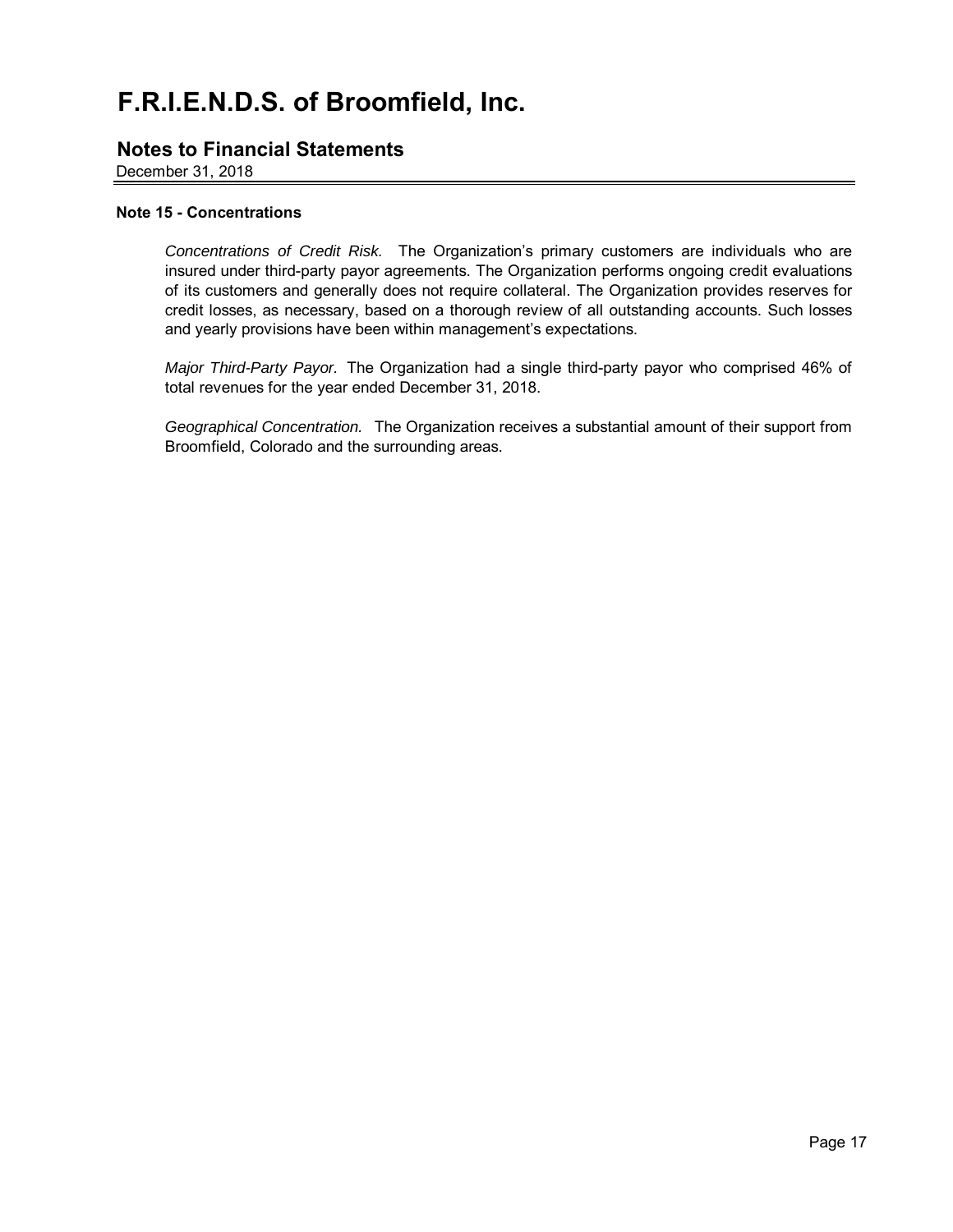# F.R.I.E.N.D.S. of Broomfield, Inc.

## Notes to Financial Statements

December 31, 2018

### Note 15 - Concentrations

*Concentrations of Credit Risk.* The Organization's primary customers are individuals who are insured under third-party payor agreements. The Organization performs ongoing credit evaluations of its customers and generally does not require collateral. The Organization provides reserves for credit losses, as necessary, based on a thorough review of all outstanding accounts. Such losses and yearly provisions have been within management's expectations.

*Major Third-Party Payor.* The Organization had a single third-party payor who comprised 46% of total revenues for the year ended December 31, 2018.

*Geographical Concentration.* The Organization receives a substantial amount of their support from Broomfield, Colorado and the surrounding areas.